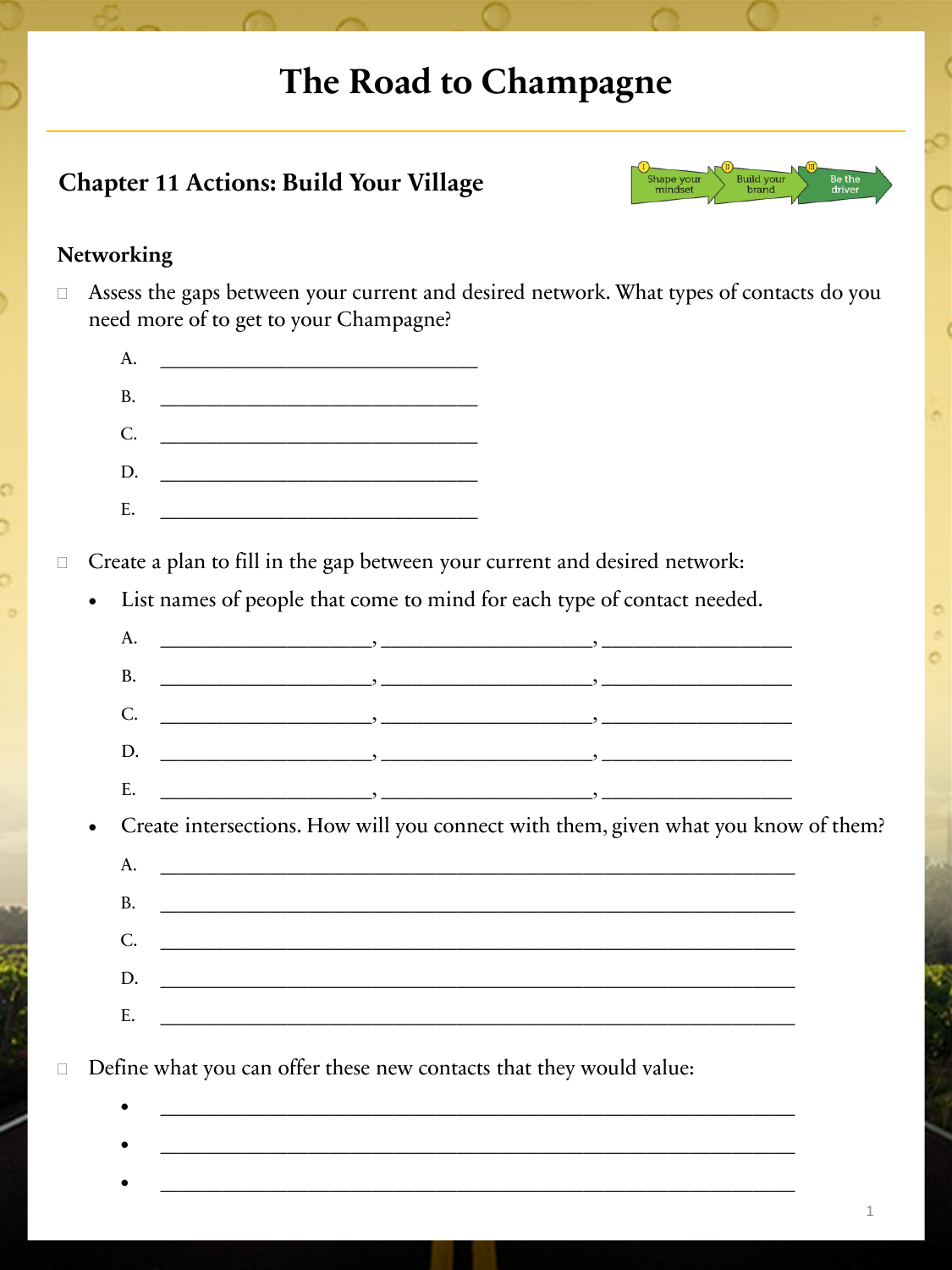# The Road to Champagne

## Chapter 11 Actions: Build Your Village

Shape your mindset | Build your brand | Be the driver

### Networking

- Assess the gaps between your current and desired network. What types of contacts do you need more of to get to your Champagne?

    A. ________________________________

    B. ________________________________

    C. ________________________________

    D. ________________________________

    E. ________________________________

- Create a plan to fill in the gap between your current and desired network:
    - List names of people that come to mind for each type of contact needed.

        A. ____________________, ____________________, ____________________

        B. ____________________, ____________________, ____________________

        C. ____________________, ____________________, ____________________

        D. ____________________, ____________________, ____________________

        E. ____________________, ____________________, ____________________

    - Create intersections. How will you connect with them, given what you know of them?

        A. ____________________________________________________________

        B. ____________________________________________________________

        C. ____________________________________________________________

        D. ____________________________________________________________

        E. ____________________________________________________________

- Define what you can offer these new contacts that they would value:
    - ____________________________________________________________
    - ____________________________________________________________
    - ____________________________________________________________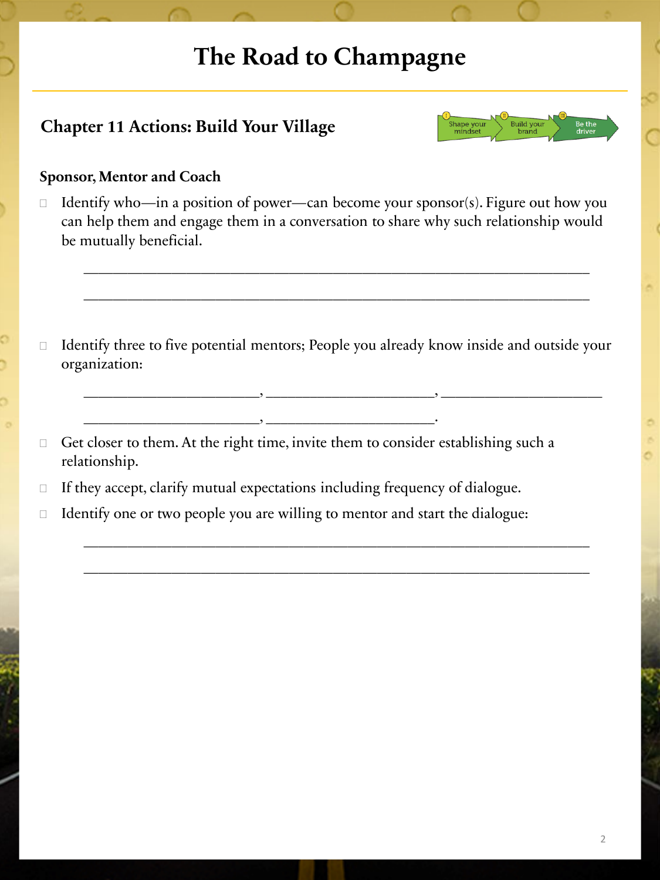# The Road to Champagne

## Chapter 11 Actions: Build Your Village

Shape your mindset | Build your brand | Be the driver

### Sponsor, Mentor and Coach

- ☐ Identify who—in a position of power—can become your sponsor(s). Figure out how you can help them and engage them in a conversation to share why such relationship would be mutually beneficial.

  ____________________________________________________________________

  ____________________________________________________________________

- ☐ Identify three to five potential mentors; People you already know inside and outside your organization:

  ______________________, ______________________, ______________________

  ______________________, ______________________.

- ☐ Get closer to them. At the right time, invite them to consider establishing such a relationship.
- ☐ If they accept, clarify mutual expectations including frequency of dialogue.
- ☐ Identify one or two people you are willing to mentor and start the dialogue:

  ____________________________________________________________________

  ____________________________________________________________________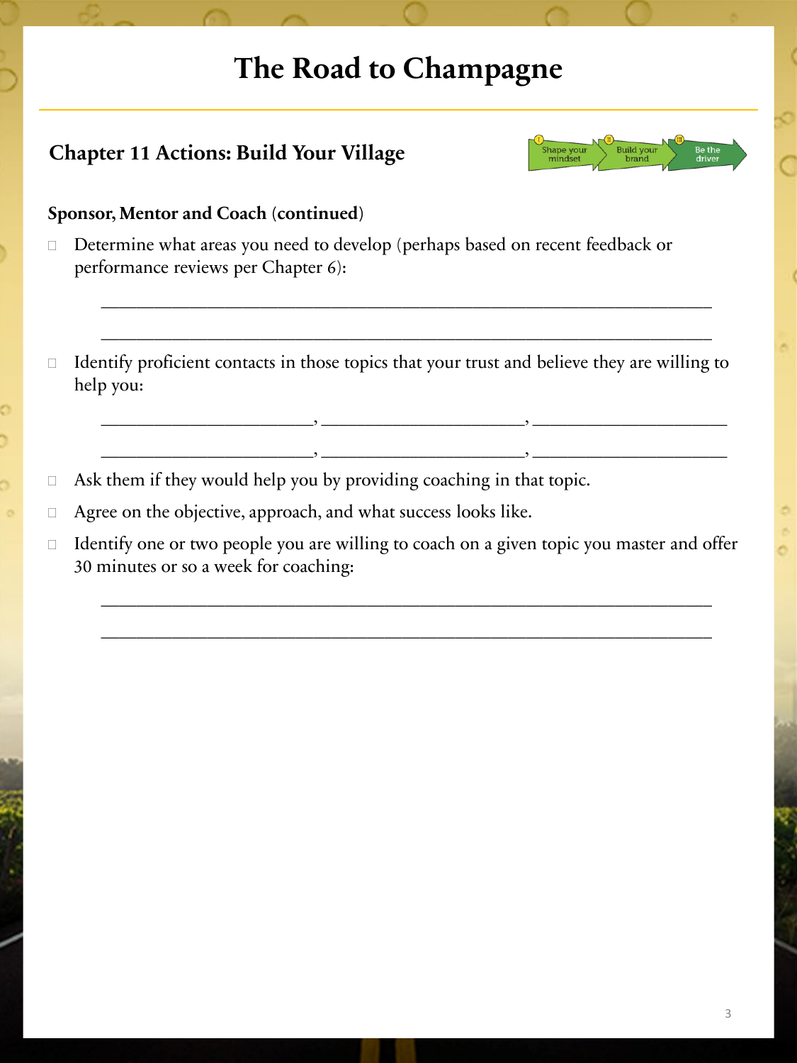# The Road to Champagne

## Chapter 11 Actions: Build Your Village

Shape your mindset | Build your brand | Be the driver

**Sponsor, Mentor and Coach** (**continued**)

- ☐ Determine what areas you need to develop (perhaps based on recent feedback or performance reviews per Chapter 6):

  ______________________________________________________________

  ______________________________________________________________

- ☐ Identify proficient contacts in those topics that your trust and believe they are willing to help you:

  ____________________, ____________________, ____________________

  ____________________, ____________________, ____________________

- ☐ Ask them if they would help you by providing coaching in that topic.
- ☐ Agree on the objective, approach, and what success looks like.
- ☐ Identify one or two people you are willing to coach on a given topic you master and offer 30 minutes or so a week for coaching:

  ______________________________________________________________

  ______________________________________________________________